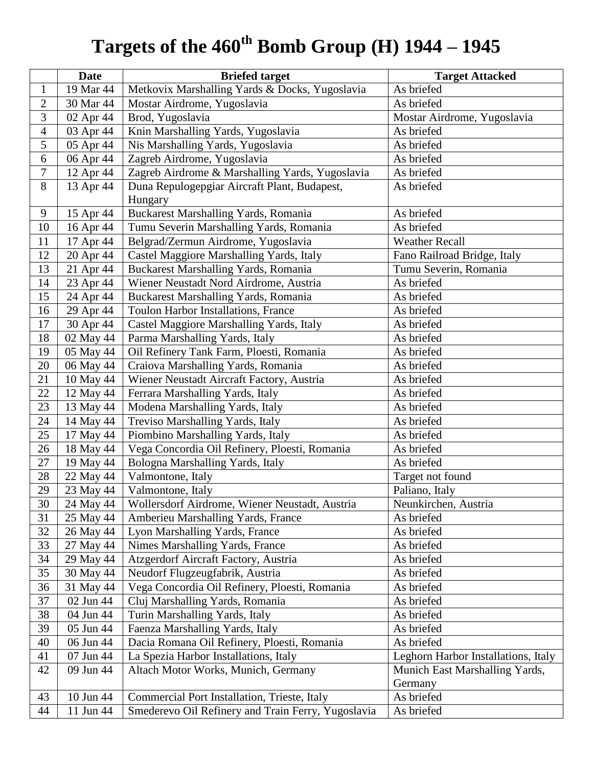# Targets of the 460th Bomb Group (H) 1944 – 1945

| | Date | Briefed target | Target Attacked |
|---|---|---|---|
| 1 | 19 Mar 44 | Metkovix Marshalling Yards & Docks, Yugoslavia | As briefed |
| 2 | 30 Mar 44 | Mostar Airdrome, Yugoslavia | As briefed |
| 3 | 02 Apr 44 | Brod, Yugoslavia | Mostar Airdrome, Yugoslavia |
| 4 | 03 Apr 44 | Knin Marshalling Yards, Yugoslavia | As briefed |
| 5 | 05 Apr 44 | Nis Marshalling Yards, Yugoslavia | As briefed |
| 6 | 06 Apr 44 | Zagreb Airdrome, Yugoslavia | As briefed |
| 7 | 12 Apr 44 | Zagreb Airdrome & Marshalling Yards, Yugoslavia | As briefed |
| 8 | 13 Apr 44 | Duna Repulogepgiar Aircraft Plant, Budapest, Hungary | As briefed |
| 9 | 15 Apr 44 | Buckarest Marshalling Yards, Romania | As briefed |
| 10 | 16 Apr 44 | Tumu Severin Marshalling Yards, Romania | As briefed |
| 11 | 17 Apr 44 | Belgrad/Zermun Airdrome, Yugoslavia | Weather Recall |
| 12 | 20 Apr 44 | Castel Maggiore Marshalling Yards, Italy | Fano Railroad Bridge, Italy |
| 13 | 21 Apr 44 | Buckarest Marshalling Yards, Romania | Tumu Severin, Romania |
| 14 | 23 Apr 44 | Wiener Neustadt Nord Airdrome, Austria | As briefed |
| 15 | 24 Apr 44 | Buckarest Marshalling Yards, Romania | As briefed |
| 16 | 29 Apr 44 | Toulon Harbor Installations, France | As briefed |
| 17 | 30 Apr 44 | Castel Maggiore Marshalling Yards, Italy | As briefed |
| 18 | 02 May 44 | Parma Marshalling Yards, Italy | As briefed |
| 19 | 05 May 44 | Oil Refinery Tank Farm, Ploesti, Romania | As briefed |
| 20 | 06 May 44 | Craiova Marshalling Yards, Romania | As briefed |
| 21 | 10 May 44 | Wiener Neustadt Aircraft Factory, Austria | As briefed |
| 22 | 12 May 44 | Ferrara Marshalling Yards, Italy | As briefed |
| 23 | 13 May 44 | Modena Marshalling Yards, Italy | As briefed |
| 24 | 14 May 44 | Treviso Marshalling Yards, Italy | As briefed |
| 25 | 17 May 44 | Piombino Marshalling Yards, Italy | As briefed |
| 26 | 18 May 44 | Vega Concordia Oil Refinery, Ploesti, Romania | As briefed |
| 27 | 19 May 44 | Bologna Marshalling Yards, Italy | As briefed |
| 28 | 22 May 44 | Valmontone, Italy | Target not found |
| 29 | 23 May 44 | Valmontone, Italy | Paliano, Italy |
| 30 | 24 May 44 | Wollersdorf Airdrome, Wiener Neustadt, Austria | Neunkirchen, Austria |
| 31 | 25 May 44 | Amberieu Marshalling Yards, France | As briefed |
| 32 | 26 May 44 | Lyon Marshalling Yards, France | As briefed |
| 33 | 27 May 44 | Nimes Marshalling Yards, France | As briefed |
| 34 | 29 May 44 | Atzgerdorf Aircraft Factory, Austria | As briefed |
| 35 | 30 May 44 | Neudorf Flugzeugfabrik, Austria | As briefed |
| 36 | 31 May 44 | Vega Concordia Oil Refinery, Ploesti, Romania | As briefed |
| 37 | 02 Jun 44 | Cluj Marshalling Yards, Romania | As briefed |
| 38 | 04 Jun 44 | Turin Marshalling Yards, Italy | As briefed |
| 39 | 05 Jun 44 | Faenza Marshalling Yards, Italy | As briefed |
| 40 | 06 Jun 44 | Dacia Romana Oil Refinery, Ploesti, Romania | As briefed |
| 41 | 07 Jun 44 | La Spezia Harbor Installations, Italy | Leghorn Harbor Installations, Italy |
| 42 | 09 Jun 44 | Altach Motor Works, Munich, Germany | Munich East Marshalling Yards, Germany |
| 43 | 10 Jun 44 | Commercial Port Installation, Trieste, Italy | As briefed |
| 44 | 11 Jun 44 | Smederevo Oil Refinery and Train Ferry, Yugoslavia | As briefed |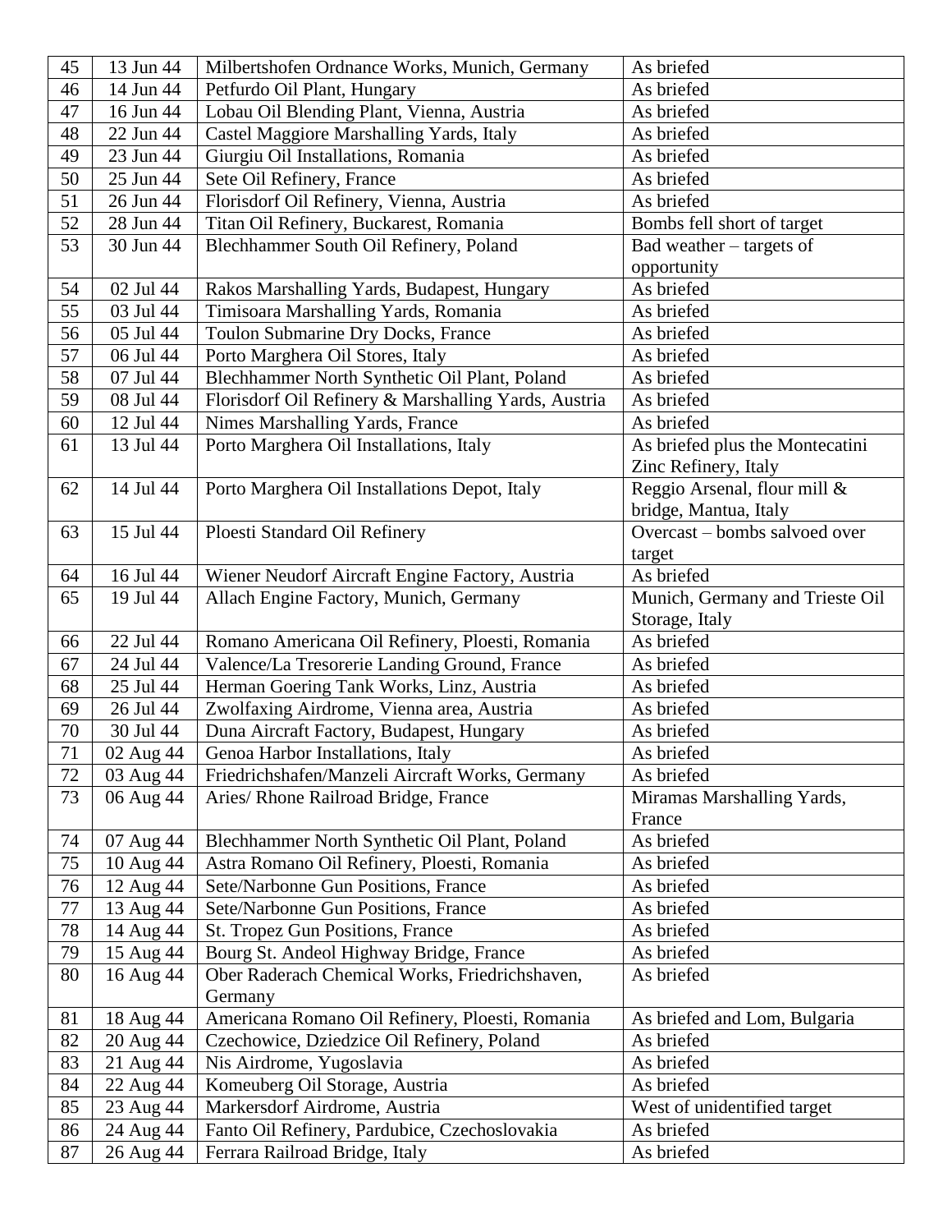| 45 | 13 Jun 44 | Milbertshofen Ordnance Works, Munich, Germany | As briefed |
|---|---|---|---|
| 46 | 14 Jun 44 | Petfurdo Oil Plant, Hungary | As briefed |
| 47 | 16 Jun 44 | Lobau Oil Blending Plant, Vienna, Austria | As briefed |
| 48 | 22 Jun 44 | Castel Maggiore Marshalling Yards, Italy | As briefed |
| 49 | 23 Jun 44 | Giurgiu Oil Installations, Romania | As briefed |
| 50 | 25 Jun 44 | Sete Oil Refinery, France | As briefed |
| 51 | 26 Jun 44 | Florisdorf Oil Refinery, Vienna, Austria | As briefed |
| 52 | 28 Jun 44 | Titan Oil Refinery, Buckarest, Romania | Bombs fell short of target |
| 53 | 30 Jun 44 | Blechhammer South Oil Refinery, Poland | Bad weather – targets of opportunity |
| 54 | 02 Jul 44 | Rakos Marshalling Yards, Budapest, Hungary | As briefed |
| 55 | 03 Jul 44 | Timisoara Marshalling Yards, Romania | As briefed |
| 56 | 05 Jul 44 | Toulon Submarine Dry Docks, France | As briefed |
| 57 | 06 Jul 44 | Porto Marghera Oil Stores, Italy | As briefed |
| 58 | 07 Jul 44 | Blechhammer North Synthetic Oil Plant, Poland | As briefed |
| 59 | 08 Jul 44 | Florisdorf Oil Refinery & Marshalling Yards, Austria | As briefed |
| 60 | 12 Jul 44 | Nimes Marshalling Yards, France | As briefed |
| 61 | 13 Jul 44 | Porto Marghera Oil Installations, Italy | As briefed plus the Montecatini Zinc Refinery, Italy |
| 62 | 14 Jul 44 | Porto Marghera Oil Installations Depot, Italy | Reggio Arsenal, flour mill & bridge, Mantua, Italy |
| 63 | 15 Jul 44 | Ploesti Standard Oil Refinery | Overcast – bombs salvoed over target |
| 64 | 16 Jul 44 | Wiener Neudorf Aircraft Engine Factory, Austria | As briefed |
| 65 | 19 Jul 44 | Allach Engine Factory, Munich, Germany | Munich, Germany and Trieste Oil Storage, Italy |
| 66 | 22 Jul 44 | Romano Americana Oil Refinery, Ploesti, Romania | As briefed |
| 67 | 24 Jul 44 | Valence/La Tresorerie Landing Ground, France | As briefed |
| 68 | 25 Jul 44 | Herman Goering Tank Works, Linz, Austria | As briefed |
| 69 | 26 Jul 44 | Zwolfaxing Airdrome, Vienna area, Austria | As briefed |
| 70 | 30 Jul 44 | Duna Aircraft Factory, Budapest, Hungary | As briefed |
| 71 | 02 Aug 44 | Genoa Harbor Installations, Italy | As briefed |
| 72 | 03 Aug 44 | Friedrichshafen/Manzeli Aircraft Works, Germany | As briefed |
| 73 | 06 Aug 44 | Aries/ Rhone Railroad Bridge, France | Miramas Marshalling Yards, France |
| 74 | 07 Aug 44 | Blechhammer North Synthetic Oil Plant, Poland | As briefed |
| 75 | 10 Aug 44 | Astra Romano Oil Refinery, Ploesti, Romania | As briefed |
| 76 | 12 Aug 44 | Sete/Narbonne Gun Positions, France | As briefed |
| 77 | 13 Aug 44 | Sete/Narbonne Gun Positions, France | As briefed |
| 78 | 14 Aug 44 | St. Tropez Gun Positions, France | As briefed |
| 79 | 15 Aug 44 | Bourg St. Andeol Highway Bridge, France | As briefed |
| 80 | 16 Aug 44 | Ober Raderach Chemical Works, Friedrichshaven, Germany | As briefed |
| 81 | 18 Aug 44 | Americana Romano Oil Refinery, Ploesti, Romania | As briefed and Lom, Bulgaria |
| 82 | 20 Aug 44 | Czechowice, Dziedzice Oil Refinery, Poland | As briefed |
| 83 | 21 Aug 44 | Nis Airdrome, Yugoslavia | As briefed |
| 84 | 22 Aug 44 | Komeuberg Oil Storage, Austria | As briefed |
| 85 | 23 Aug 44 | Markersdorf Airdrome, Austria | West of unidentified target |
| 86 | 24 Aug 44 | Fanto Oil Refinery, Pardubice, Czechoslovakia | As briefed |
| 87 | 26 Aug 44 | Ferrara Railroad Bridge, Italy | As briefed |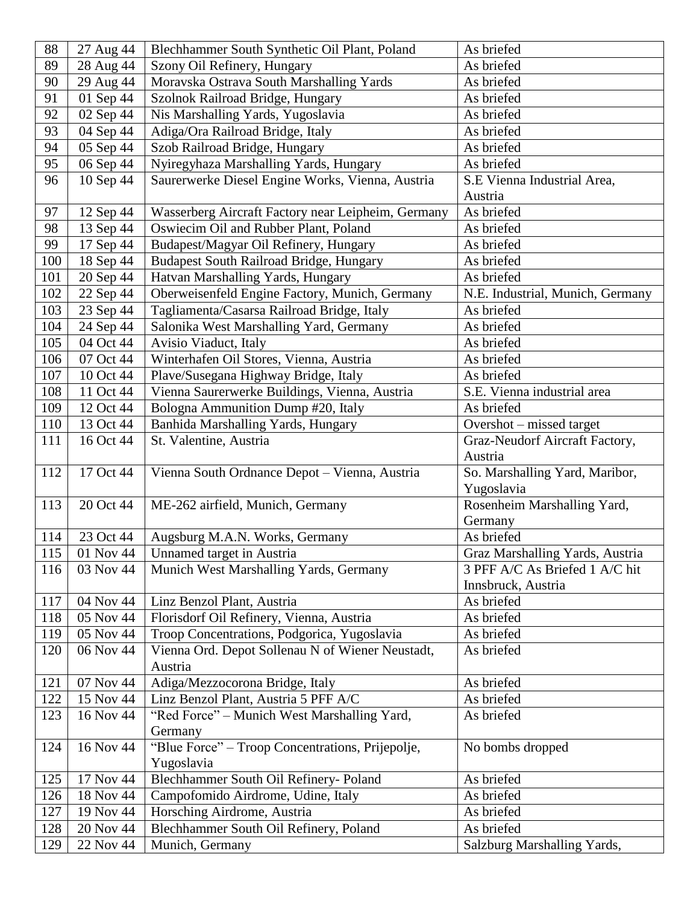| 88 | 27 Aug 44 | Blechhammer South Synthetic Oil Plant, Poland | As briefed |
|---|---|---|---|
| 89 | 28 Aug 44 | Szony Oil Refinery, Hungary | As briefed |
| 90 | 29 Aug 44 | Moravska Ostrava South Marshalling Yards | As briefed |
| 91 | 01 Sep 44 | Szolnok Railroad Bridge, Hungary | As briefed |
| 92 | 02 Sep 44 | Nis Marshalling Yards, Yugoslavia | As briefed |
| 93 | 04 Sep 44 | Adiga/Ora Railroad Bridge, Italy | As briefed |
| 94 | 05 Sep 44 | Szob Railroad Bridge, Hungary | As briefed |
| 95 | 06 Sep 44 | Nyiregyhaza Marshalling Yards, Hungary | As briefed |
| 96 | 10 Sep 44 | Saurerwerke Diesel Engine Works, Vienna, Austria | S.E Vienna Industrial Area, Austria |
| 97 | 12 Sep 44 | Wasserberg Aircraft Factory near Leipheim, Germany | As briefed |
| 98 | 13 Sep 44 | Oswiecim Oil and Rubber Plant, Poland | As briefed |
| 99 | 17 Sep 44 | Budapest/Magyar Oil Refinery, Hungary | As briefed |
| 100 | 18 Sep 44 | Budapest South Railroad Bridge, Hungary | As briefed |
| 101 | 20 Sep 44 | Hatvan Marshalling Yards, Hungary | As briefed |
| 102 | 22 Sep 44 | Oberweisenfeld Engine Factory, Munich, Germany | N.E. Industrial, Munich, Germany |
| 103 | 23 Sep 44 | Tagliamenta/Casarsa Railroad Bridge, Italy | As briefed |
| 104 | 24 Sep 44 | Salonika West Marshalling Yard, Germany | As briefed |
| 105 | 04 Oct 44 | Avisio Viaduct, Italy | As briefed |
| 106 | 07 Oct 44 | Winterhafen Oil Stores, Vienna, Austria | As briefed |
| 107 | 10 Oct 44 | Plave/Susegana Highway Bridge, Italy | As briefed |
| 108 | 11 Oct 44 | Vienna Saurerwerke Buildings, Vienna, Austria | S.E. Vienna industrial area |
| 109 | 12 Oct 44 | Bologna Ammunition Dump #20, Italy | As briefed |
| 110 | 13 Oct 44 | Banhida Marshalling Yards, Hungary | Overshot – missed target |
| 111 | 16 Oct 44 | St. Valentine, Austria | Graz-Neudorf Aircraft Factory, Austria |
| 112 | 17 Oct 44 | Vienna South Ordnance Depot – Vienna, Austria | So. Marshalling Yard, Maribor, Yugoslavia |
| 113 | 20 Oct 44 | ME-262 airfield, Munich, Germany | Rosenheim Marshalling Yard, Germany |
| 114 | 23 Oct 44 | Augsburg M.A.N. Works, Germany | As briefed |
| 115 | 01 Nov 44 | Unnamed target in Austria | Graz Marshalling Yards, Austria |
| 116 | 03 Nov 44 | Munich West Marshalling Yards, Germany | 3 PFF A/C As Briefed 1 A/C hit Innsbruck, Austria |
| 117 | 04 Nov 44 | Linz Benzol Plant, Austria | As briefed |
| 118 | 05 Nov 44 | Florisdorf Oil Refinery, Vienna, Austria | As briefed |
| 119 | 05 Nov 44 | Troop Concentrations, Podgorica, Yugoslavia | As briefed |
| 120 | 06 Nov 44 | Vienna Ord. Depot Sollenau N of Wiener Neustadt, Austria | As briefed |
| 121 | 07 Nov 44 | Adiga/Mezzocorona Bridge, Italy | As briefed |
| 122 | 15 Nov 44 | Linz Benzol Plant, Austria 5 PFF A/C | As briefed |
| 123 | 16 Nov 44 | "Red Force" – Munich West Marshalling Yard, Germany | As briefed |
| 124 | 16 Nov 44 | "Blue Force" – Troop Concentrations, Prijepolje, Yugoslavia | No bombs dropped |
| 125 | 17 Nov 44 | Blechhammer South Oil Refinery- Poland | As briefed |
| 126 | 18 Nov 44 | Campofomido Airdrome, Udine, Italy | As briefed |
| 127 | 19 Nov 44 | Horsching Airdrome, Austria | As briefed |
| 128 | 20 Nov 44 | Blechhammer South Oil Refinery, Poland | As briefed |
| 129 | 22 Nov 44 | Munich, Germany | Salzburg Marshalling Yards, |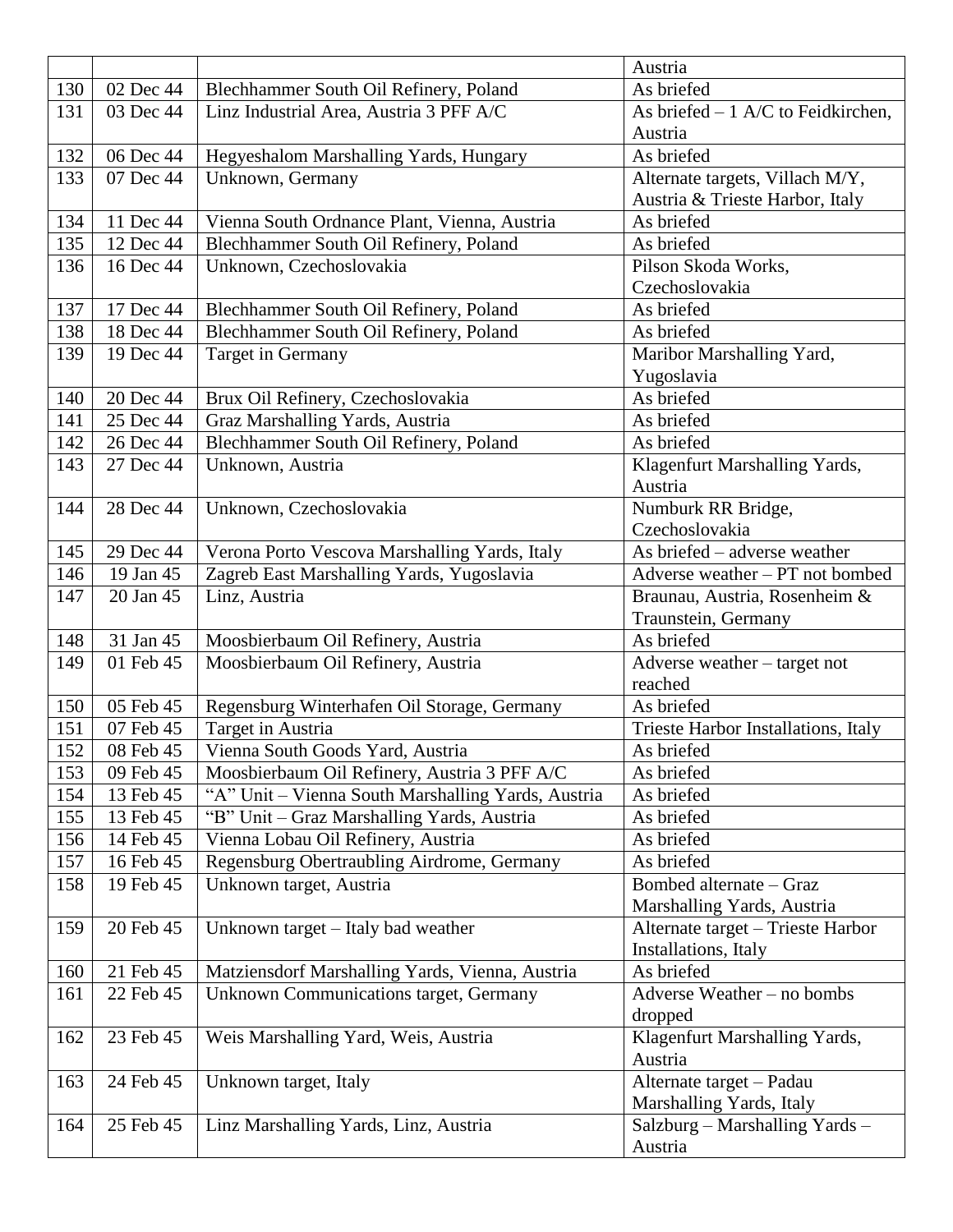| | | | Austria |
|---|---|---|---|
| 130 | 02 Dec 44 | Blechhammer South Oil Refinery, Poland | As briefed |
| 131 | 03 Dec 44 | Linz Industrial Area, Austria 3 PFF A/C | As briefed – 1 A/C to Feidkirchen, Austria |
| 132 | 06 Dec 44 | Hegyeshalom Marshalling Yards, Hungary | As briefed |
| 133 | 07 Dec 44 | Unknown, Germany | Alternate targets, Villach M/Y, Austria & Trieste Harbor, Italy |
| 134 | 11 Dec 44 | Vienna South Ordnance Plant, Vienna, Austria | As briefed |
| 135 | 12 Dec 44 | Blechhammer South Oil Refinery, Poland | As briefed |
| 136 | 16 Dec 44 | Unknown, Czechoslovakia | Pilson Skoda Works, Czechoslovakia |
| 137 | 17 Dec 44 | Blechhammer South Oil Refinery, Poland | As briefed |
| 138 | 18 Dec 44 | Blechhammer South Oil Refinery, Poland | As briefed |
| 139 | 19 Dec 44 | Target in Germany | Maribor Marshalling Yard, Yugoslavia |
| 140 | 20 Dec 44 | Brux Oil Refinery, Czechoslovakia | As briefed |
| 141 | 25 Dec 44 | Graz Marshalling Yards, Austria | As briefed |
| 142 | 26 Dec 44 | Blechhammer South Oil Refinery, Poland | As briefed |
| 143 | 27 Dec 44 | Unknown, Austria | Klagenfurt Marshalling Yards, Austria |
| 144 | 28 Dec 44 | Unknown, Czechoslovakia | Numburk RR Bridge, Czechoslovakia |
| 145 | 29 Dec 44 | Verona Porto Vescova Marshalling Yards, Italy | As briefed – adverse weather |
| 146 | 19 Jan 45 | Zagreb East Marshalling Yards, Yugoslavia | Adverse weather – PT not bombed |
| 147 | 20 Jan 45 | Linz, Austria | Braunau, Austria, Rosenheim & Traunstein, Germany |
| 148 | 31 Jan 45 | Moosbierbaum Oil Refinery, Austria | As briefed |
| 149 | 01 Feb 45 | Moosbierbaum Oil Refinery, Austria | Adverse weather – target not reached |
| 150 | 05 Feb 45 | Regensburg Winterhafen Oil Storage, Germany | As briefed |
| 151 | 07 Feb 45 | Target in Austria | Trieste Harbor Installations, Italy |
| 152 | 08 Feb 45 | Vienna South Goods Yard, Austria | As briefed |
| 153 | 09 Feb 45 | Moosbierbaum Oil Refinery, Austria 3 PFF A/C | As briefed |
| 154 | 13 Feb 45 | "A" Unit – Vienna South Marshalling Yards, Austria | As briefed |
| 155 | 13 Feb 45 | "B" Unit – Graz Marshalling Yards, Austria | As briefed |
| 156 | 14 Feb 45 | Vienna Lobau Oil Refinery, Austria | As briefed |
| 157 | 16 Feb 45 | Regensburg Obertraubling Airdrome, Germany | As briefed |
| 158 | 19 Feb 45 | Unknown target, Austria | Bombed alternate – Graz Marshalling Yards, Austria |
| 159 | 20 Feb 45 | Unknown target – Italy bad weather | Alternate target – Trieste Harbor Installations, Italy |
| 160 | 21 Feb 45 | Matziensdorf Marshalling Yards, Vienna, Austria | As briefed |
| 161 | 22 Feb 45 | Unknown Communications target, Germany | Adverse Weather – no bombs dropped |
| 162 | 23 Feb 45 | Weis Marshalling Yard, Weis, Austria | Klagenfurt Marshalling Yards, Austria |
| 163 | 24 Feb 45 | Unknown target, Italy | Alternate target – Padau Marshalling Yards, Italy |
| 164 | 25 Feb 45 | Linz Marshalling Yards, Linz, Austria | Salzburg – Marshalling Yards – Austria |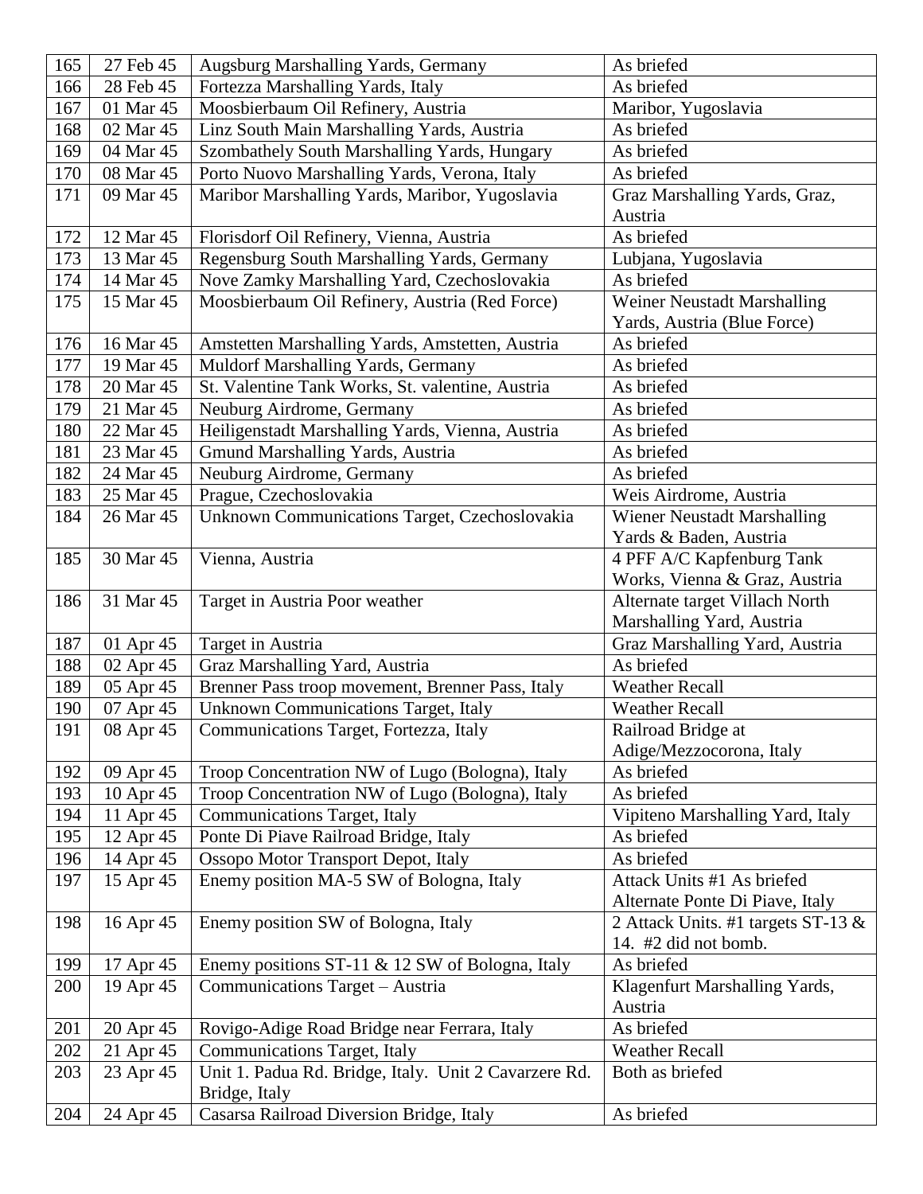| 165 | 27 Feb 45 | Augsburg Marshalling Yards, Germany | As briefed |
|---|---|---|---|
| 166 | 28 Feb 45 | Fortezza Marshalling Yards, Italy | As briefed |
| 167 | 01 Mar 45 | Moosbierbaum Oil Refinery, Austria | Maribor, Yugoslavia |
| 168 | 02 Mar 45 | Linz South Main Marshalling Yards, Austria | As briefed |
| 169 | 04 Mar 45 | Szombathely South Marshalling Yards, Hungary | As briefed |
| 170 | 08 Mar 45 | Porto Nuovo Marshalling Yards, Verona, Italy | As briefed |
| 171 | 09 Mar 45 | Maribor Marshalling Yards, Maribor, Yugoslavia | Graz Marshalling Yards, Graz, Austria |
| 172 | 12 Mar 45 | Florisdorf Oil Refinery, Vienna, Austria | As briefed |
| 173 | 13 Mar 45 | Regensburg South Marshalling Yards, Germany | Lubjana, Yugoslavia |
| 174 | 14 Mar 45 | Nove Zamky Marshalling Yard, Czechoslovakia | As briefed |
| 175 | 15 Mar 45 | Moosbierbaum Oil Refinery, Austria (Red Force) | Weiner Neustadt Marshalling Yards, Austria (Blue Force) |
| 176 | 16 Mar 45 | Amstetten Marshalling Yards, Amstetten, Austria | As briefed |
| 177 | 19 Mar 45 | Muldorf Marshalling Yards, Germany | As briefed |
| 178 | 20 Mar 45 | St. Valentine Tank Works, St. valentine, Austria | As briefed |
| 179 | 21 Mar 45 | Neuburg Airdrome, Germany | As briefed |
| 180 | 22 Mar 45 | Heiligenstadt Marshalling Yards, Vienna, Austria | As briefed |
| 181 | 23 Mar 45 | Gmund Marshalling Yards, Austria | As briefed |
| 182 | 24 Mar 45 | Neuburg Airdrome, Germany | As briefed |
| 183 | 25 Mar 45 | Prague, Czechoslovakia | Weis Airdrome, Austria |
| 184 | 26 Mar 45 | Unknown Communications Target, Czechoslovakia | Wiener Neustadt Marshalling Yards & Baden, Austria |
| 185 | 30 Mar 45 | Vienna, Austria | 4 PFF A/C Kapfenburg Tank Works, Vienna & Graz, Austria |
| 186 | 31 Mar 45 | Target in Austria Poor weather | Alternate target Villach North Marshalling Yard, Austria |
| 187 | 01 Apr 45 | Target in Austria | Graz Marshalling Yard, Austria |
| 188 | 02 Apr 45 | Graz Marshalling Yard, Austria | As briefed |
| 189 | 05 Apr 45 | Brenner Pass troop movement, Brenner Pass, Italy | Weather Recall |
| 190 | 07 Apr 45 | Unknown Communications Target, Italy | Weather Recall |
| 191 | 08 Apr 45 | Communications Target, Fortezza, Italy | Railroad Bridge at Adige/Mezzocorona, Italy |
| 192 | 09 Apr 45 | Troop Concentration NW of Lugo (Bologna), Italy | As briefed |
| 193 | 10 Apr 45 | Troop Concentration NW of Lugo (Bologna), Italy | As briefed |
| 194 | 11 Apr 45 | Communications Target, Italy | Vipiteno Marshalling Yard, Italy |
| 195 | 12 Apr 45 | Ponte Di Piave Railroad Bridge, Italy | As briefed |
| 196 | 14 Apr 45 | Ossopo Motor Transport Depot, Italy | As briefed |
| 197 | 15 Apr 45 | Enemy position MA-5 SW of Bologna, Italy | Attack Units #1 As briefed Alternate Ponte Di Piave, Italy |
| 198 | 16 Apr 45 | Enemy position SW of Bologna, Italy | 2 Attack Units. #1 targets ST-13 & 14. #2 did not bomb. |
| 199 | 17 Apr 45 | Enemy positions ST-11 & 12 SW of Bologna, Italy | As briefed |
| 200 | 19 Apr 45 | Communications Target – Austria | Klagenfurt Marshalling Yards, Austria |
| 201 | 20 Apr 45 | Rovigo-Adige Road Bridge near Ferrara, Italy | As briefed |
| 202 | 21 Apr 45 | Communications Target, Italy | Weather Recall |
| 203 | 23 Apr 45 | Unit 1. Padua Rd. Bridge, Italy. Unit 2 Cavarzere Rd. Bridge, Italy | Both as briefed |
| 204 | 24 Apr 45 | Casarsa Railroad Diversion Bridge, Italy | As briefed |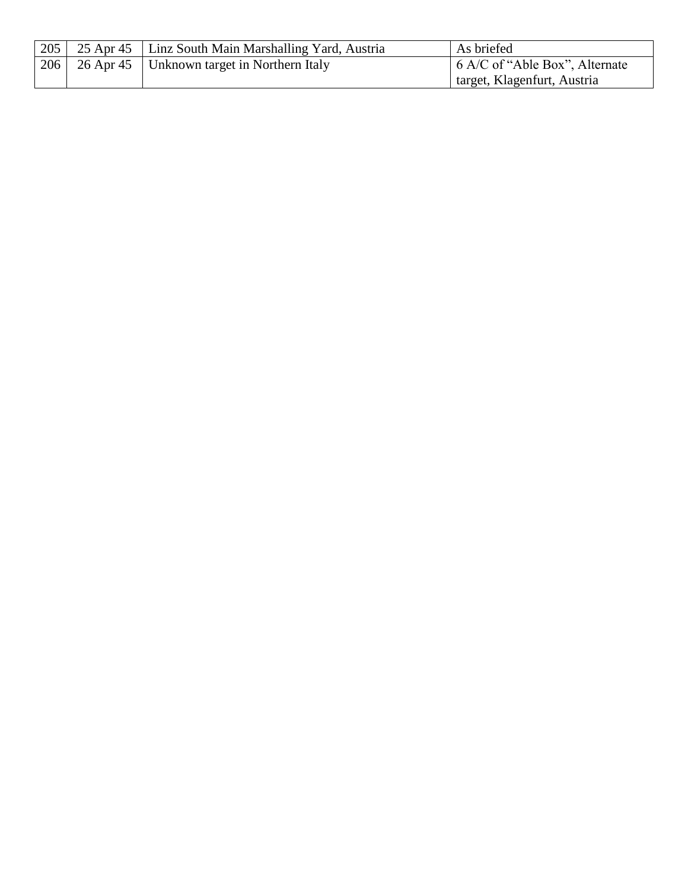| | | | |
|---|---|---|---|
| 205 | 25 Apr 45 | Linz South Main Marshalling Yard, Austria | As briefed |
| 206 | 26 Apr 45 | Unknown target in Northern Italy | 6 A/C of "Able Box", Alternate target, Klagenfurt, Austria |